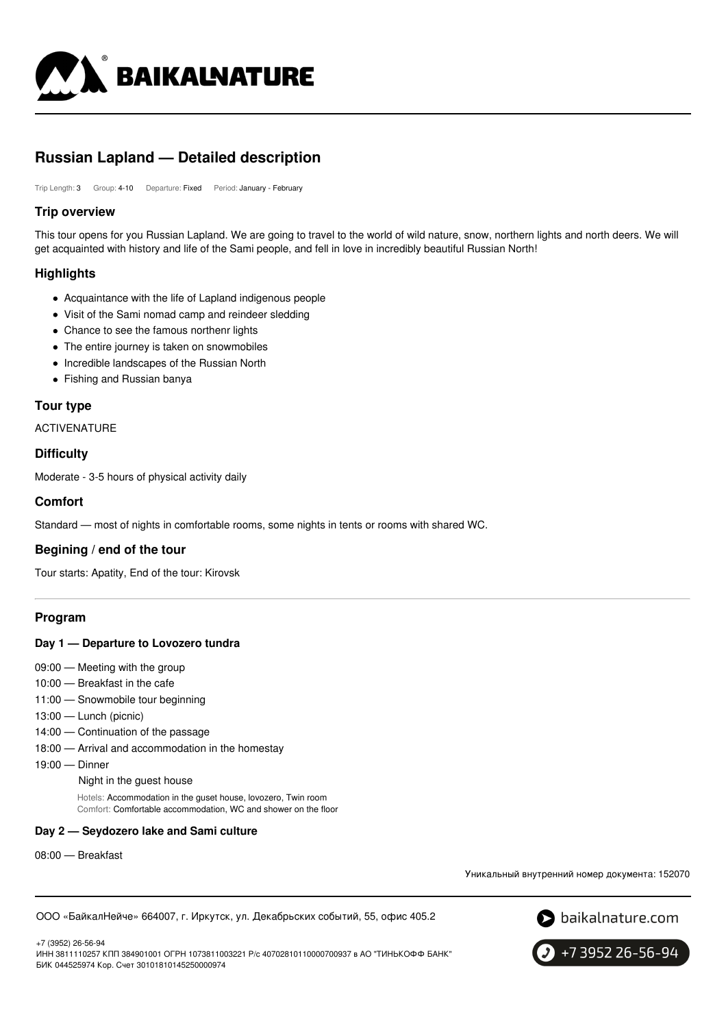# Russian Lapland — Detailed description

Trip Length: 3 Group: 4-10 Departure: Fixed Period: January - February

## Trip overview

This tour opens for you Russian Lapland. We are going to travel to the world of wild nature, snow, northern lights and north deers. We will get acquainted with history and life of the Sami people, and fell in love in incredibly beautiful Russian North!

## Highlights

- Acquaintance with the life of Lapland indigenous people
- Visit of the Sami nomad camp and reindeer sledding
- Chance to see the famous northenr lights
- The entire journey is taken on snowmobiles
- Incredible landscapes of the Russian North
- Fishing and Russian banya

## Tour type

ACTIVENATURE

## Difficulty

Moderate - 3-5 hours of physical activity daily

## Comfort

Standard — most of nights in comfortable rooms, some nights in tents or rooms with shared WC.

## Begining / end of the tour

Tour starts: Apatity, End of the tour: Kirovsk

## Program

### Day 1 — Departure to Lovozero tundra

09:00 — Meeting with the group
10:00 — Breakfast in the cafe
11:00 — Snowmobile tour beginning
13:00 — Lunch (picnic)
14:00 — Continuation of the passage
18:00 — Arrival and accommodation in the homestay
19:00 — Dinner

Night in the guest house

Hotels: Accommodation in the guset house, lovozero, Twin room
Comfort: Comfortable accommodation, WC and shower on the floor

### Day 2 — Seydozero lake and Sami culture

08:00 — Breakfast

Уникальный внутренний номер документа: 152070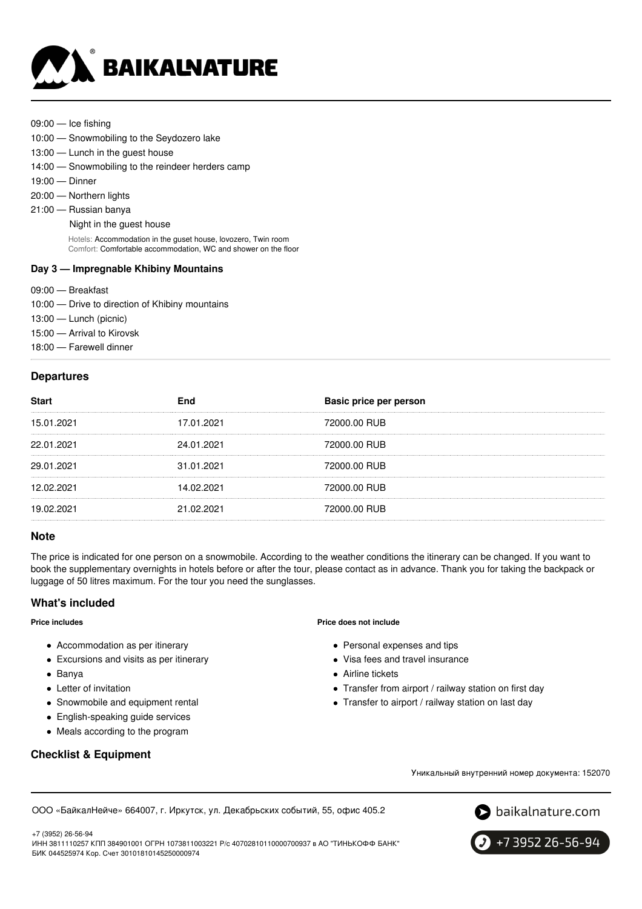09:00 — Ice fishing
10:00 — Snowmobiling to the Seydozero lake
13:00 — Lunch in the guest house
14:00 — Snowmobiling to the reindeer herders camp
19:00 — Dinner
20:00 — Northern lights
21:00 — Russian banya

Night in the guest house

Hotels: Accommodation in the guset house, lovozero, Twin room
Comfort: Comfortable accommodation, WC and shower on the floor

**Day 3 — Impregnable Khibiny Mountains**

09:00 — Breakfast
10:00 — Drive to direction of Khibiny mountains
13:00 — Lunch (picnic)
15:00 — Arrival to Kirovsk
18:00 — Farewell dinner

## Departures

| Start | End | Basic price per person |
|---|---|---|
| 15.01.2021 | 17.01.2021 | 72000.00 RUB |
| 22.01.2021 | 24.01.2021 | 72000.00 RUB |
| 29.01.2021 | 31.01.2021 | 72000.00 RUB |
| 12.02.2021 | 14.02.2021 | 72000.00 RUB |
| 19.02.2021 | 21.02.2021 | 72000.00 RUB |

## Note

The price is indicated for one person on a snowmobile. According to the weather conditions the itinerary can be changed. If you want to book the supplementary overnights in hotels before or after the tour, please contact as in advance. Thank you for taking the backpack or luggage of 50 litres maximum. For the tour you need the sunglasses.

## What's included

**Price includes**

- Accommodation as per itinerary
- Excursions and visits as per itinerary
- Banya
- Letter of invitation
- Snowmobile and equipment rental
- English-speaking guide services
- Meals according to the program

**Price does not include**

- Personal expenses and tips
- Visa fees and travel insurance
- Airline tickets
- Transfer from airport / railway station on first day
- Transfer to airport / railway station on last day

## Checklist & Equipment

Уникальный внутренний номер документа: 152070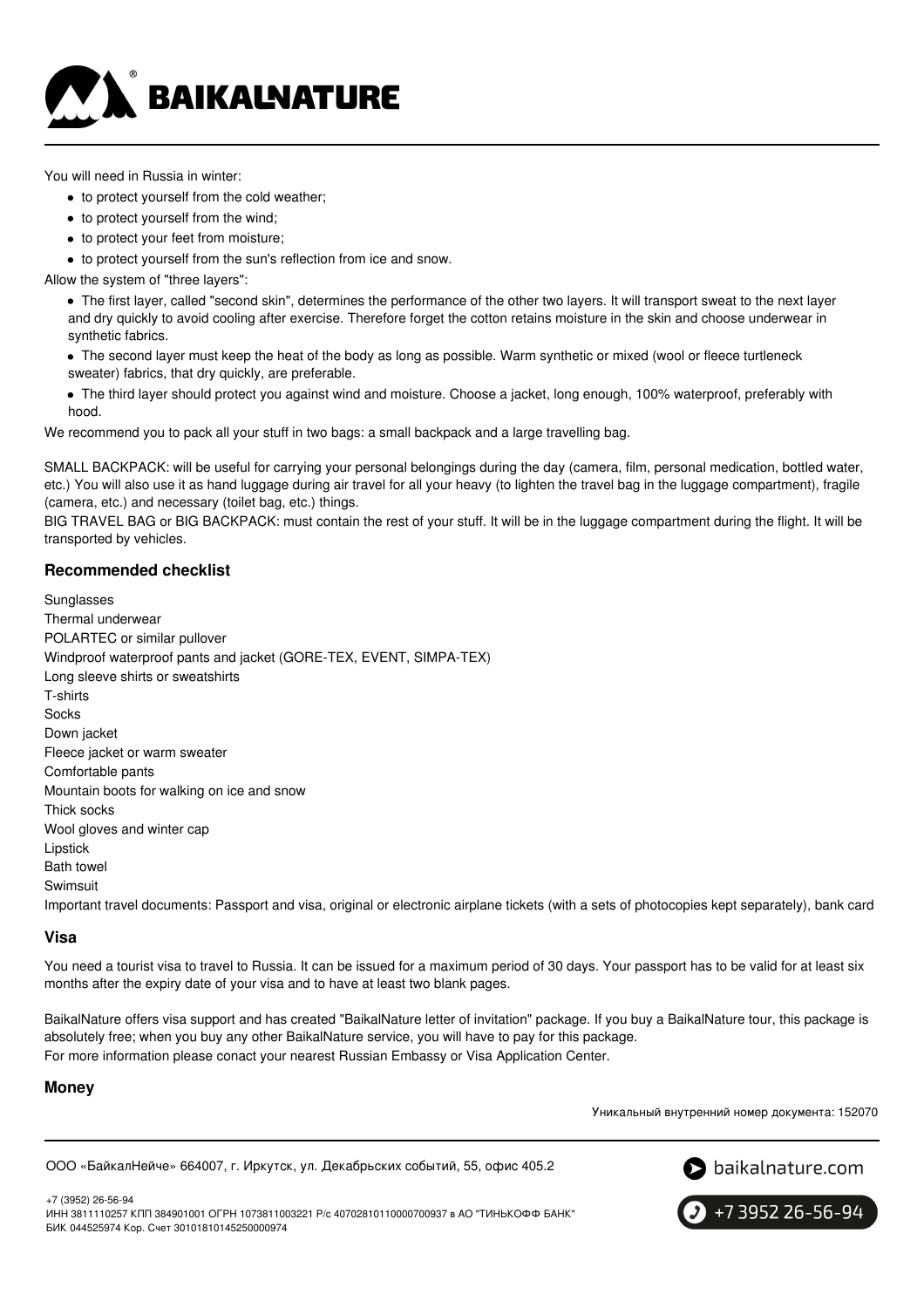You will need in Russia in winter:

- to protect yourself from the cold weather;
- to protect yourself from the wind;
- to protect your feet from moisture;
- to protect yourself from the sun's reflection from ice and snow.

Allow the system of "three layers":

- The first layer, called "second skin", determines the performance of the other two layers. It will transport sweat to the next layer and dry quickly to avoid cooling after exercise. Therefore forget the cotton retains moisture in the skin and choose underwear in synthetic fabrics.
- The second layer must keep the heat of the body as long as possible. Warm synthetic or mixed (wool or fleece turtleneck sweater) fabrics, that dry quickly, are preferable.
- The third layer should protect you against wind and moisture. Choose a jacket, long enough, 100% waterproof, preferably with hood.

We recommend you to pack all your stuff in two bags: a small backpack and a large travelling bag.

SMALL BACKPACK: will be useful for carrying your personal belongings during the day (camera, film, personal medication, bottled water, etc.) You will also use it as hand luggage during air travel for all your heavy (to lighten the travel bag in the luggage compartment), fragile (camera, etc.) and necessary (toilet bag, etc.) things.

BIG TRAVEL BAG or BIG BACKPACK: must contain the rest of your stuff. It will be in the luggage compartment during the flight. It will be transported by vehicles.

### Recommended checklist

Sunglasses
Thermal underwear
POLARTEC or similar pullover
Windproof waterproof pants and jacket (GORE-TEX, EVENT, SIMPA-TEX)
Long sleeve shirts or sweatshirts
T-shirts
Socks
Down jacket
Fleece jacket or warm sweater
Comfortable pants
Mountain boots for walking on ice and snow
Thick socks
Wool gloves and winter cap
Lipstick
Bath towel
Swimsuit
Important travel documents: Passport and visa, original or electronic airplane tickets (with a sets of photocopies kept separately), bank card

### Visa

You need a tourist visa to travel to Russia. It can be issued for a maximum period of 30 days. Your passport has to be valid for at least six months after the expiry date of your visa and to have at least two blank pages.

BaikalNature offers visa support and has created "BaikalNature letter of invitation" package. If you buy a BaikalNature tour, this package is absolutely free; when you buy any other BaikalNature service, you will have to pay for this package.
For more information please conact your nearest Russian Embassy or Visa Application Center.

### Money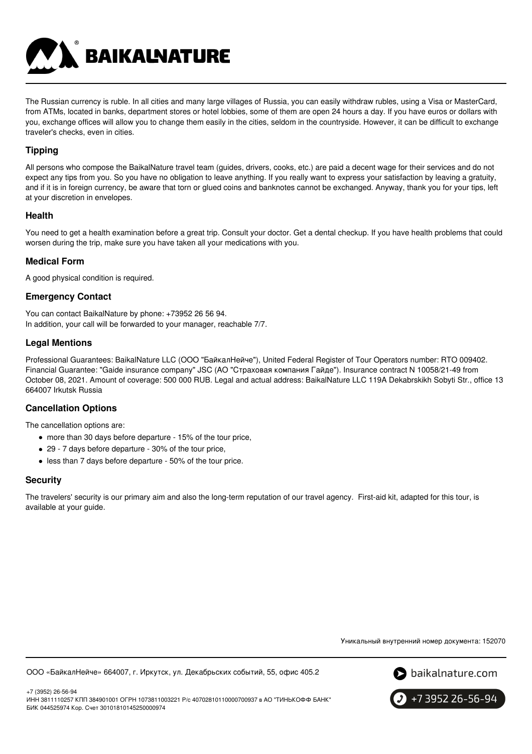The Russian currency is ruble. In all cities and many large villages of Russia, you can easily withdraw rubles, using a Visa or MasterCard, from ATMs, located in banks, department stores or hotel lobbies, some of them are open 24 hours a day. If you have euros or dollars with you, exchange offices will allow you to change them easily in the cities, seldom in the countryside. However, it can be difficult to exchange traveler's checks, even in cities.

### Tipping

All persons who compose the BaikalNature travel team (guides, drivers, cooks, etc.) are paid a decent wage for their services and do not expect any tips from you. So you have no obligation to leave anything. If you really want to express your satisfaction by leaving a gratuity, and if it is in foreign currency, be aware that torn or glued coins and banknotes cannot be exchanged. Anyway, thank you for your tips, left at your discretion in envelopes.

### Health

You need to get a health examination before a great trip. Consult your doctor. Get a dental checkup. If you have health problems that could worsen during the trip, make sure you have taken all your medications with you.

### Medical Form

A good physical condition is required.

### Emergency Contact

You can contact BaikalNature by phone: +73952 26 56 94.
In addition, your call will be forwarded to your manager, reachable 7/7.

### Legal Mentions

Professional Guarantees: BaikalNature LLC (ООО "БайкалНейче"), United Federal Register of Tour Operators number: RTO 009402. Financial Guarantee: "Gaide insurance company" JSC (АО "Страховая компания Гайде"). Insurance contract N 10058/21-49 from October 08, 2021. Amount of coverage: 500 000 RUB. Legal and actual address: BaikalNature LLC 119A Dekabrskikh Sobyti Str., office 13 664007 Irkutsk Russia

### Cancellation Options

The cancellation options are:

- more than 30 days before departure - 15% of the tour price,
- 29 - 7 days before departure - 30% of the tour price,
- less than 7 days before departure - 50% of the tour price.

### Security

The travelers' security is our primary aim and also the long-term reputation of our travel agency. First-aid kit, adapted for this tour, is available at your guide.

Уникальный внутренний номер документа: 152070